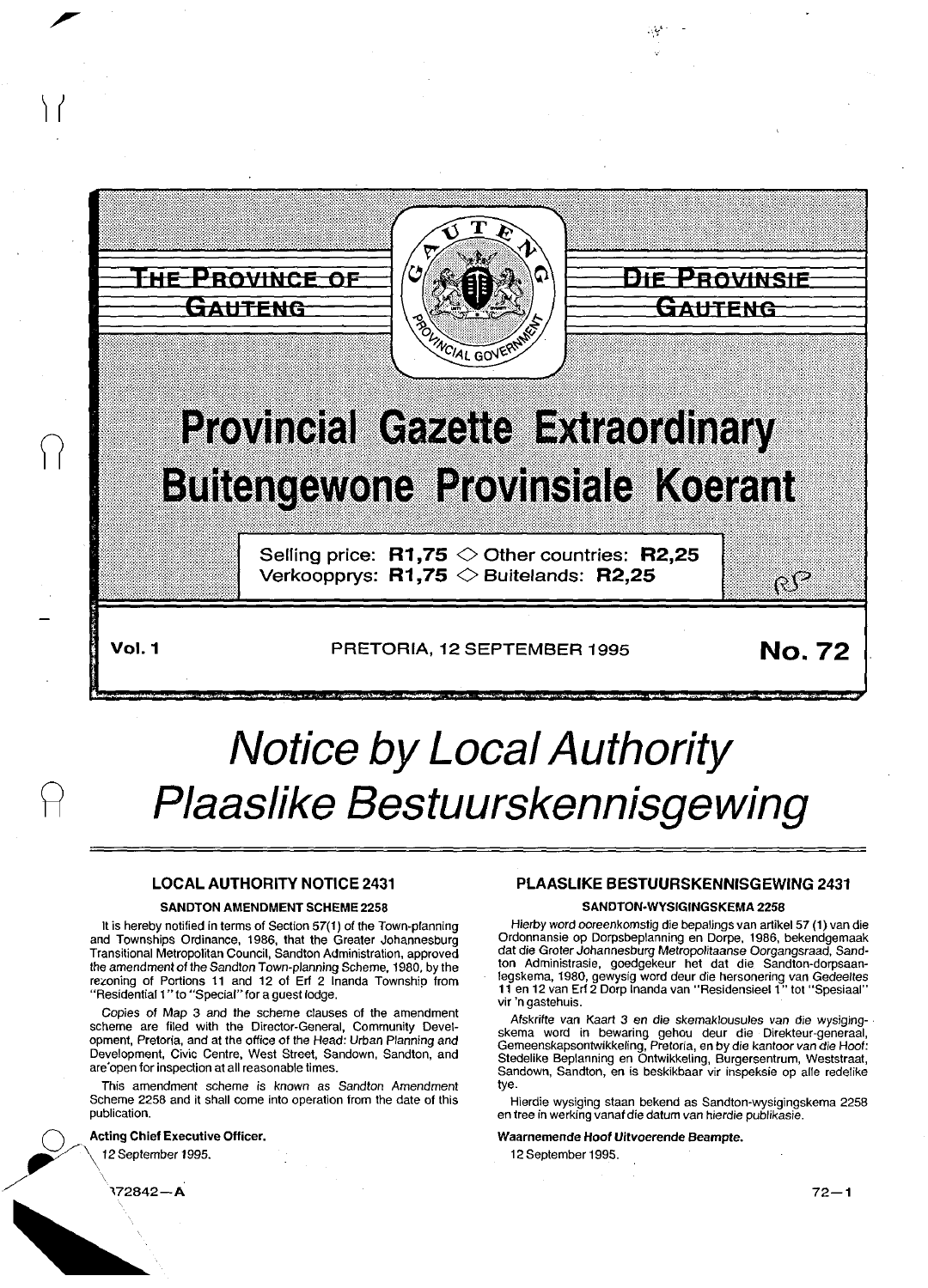# THE PROVINCE OF GAUTENG

# DIE PROVINSIE GAUTENG

# Provincial Gazette Extraordinary
# Buitengewone Provinsiale Koerant

Selling price: **R1,75** ◇ Other countries: **R2,25**
Verkoopprys: **R1,75** ◇ Buitelands: **R2,25**

**Vol. 1** PRETORIA, 12 SEPTEMBER 1995 **No. 72**

# *Notice by Local Authority*
# *Plaaslike Bestuurskennisgewing*

## LOCAL AUTHORITY NOTICE 2431

### SANDTON AMENDMENT SCHEME 2258

It is hereby notified in terms of Section 57(1) of the Town-planning and Townships Ordinance, 1986, that the Greater Johannesburg Transitional Metropolitan Council, Sandton Administration, approved the amendment of the Sandton Town-planning Scheme, 1980, by the rezoning of Portions 11 and 12 of Erf 2 Inanda Township from "Residential 1" to "Special" for a guest lodge.

Copies of Map 3 and the scheme clauses of the amendment scheme are filed with the Director-General, Community Development, Pretoria, and at the office of the Head: Urban Planning and Development, Civic Centre, West Street, Sandown, Sandton, and are open for inspection at all reasonable times.

This amendment scheme is known as Sandton Amendment Scheme 2258 and it shall come into operation from the date of this publication.

**Acting Chief Executive Officer.**

12 September 1995.

## PLAASLIKE BESTUURSKENNISGEWING 2431

### SANDTON-WYSIGINGSKEMA 2258

Hierby word ooreenkomstig die bepalings van artikel 57 (1) van die Ordonnansie op Dorpsbeplanning en Dorpe, 1986, bekendgemaak dat die Groter Johannesburg Metropolitaanse Oorgangsraad, Sandton Administrasie, goedgekeur het dat die Sandton-dorpsaanlegskema, 1980, gewysig word deur die hersonering van Gedeeltes 11 en 12 van Erf 2 Dorp Inanda van "Residensieel 1" tot "Spesiaal" vir 'n gastehuis.

Afskrifte van Kaart 3 en die skemaklousules van die wysigingskema word in bewaring gehou deur die Direkteur-generaal, Gemeenskapsontwikkeling, Pretoria, en by die kantoor van die Hoof: Stedelike Beplanning en Ontwikkeling, Burgersentrum, Weststraat, Sandown, Sandton, en is beskikbaar vir inspeksie op alle redelike tye.

Hierdie wysiging staan bekend as Sandton-wysigingskema 2258 en tree in werking vanaf die datum van hierdie publikasie.

**Waarnemende Hoof Uitvoerende Beampte.**

12 September 1995.

172842—A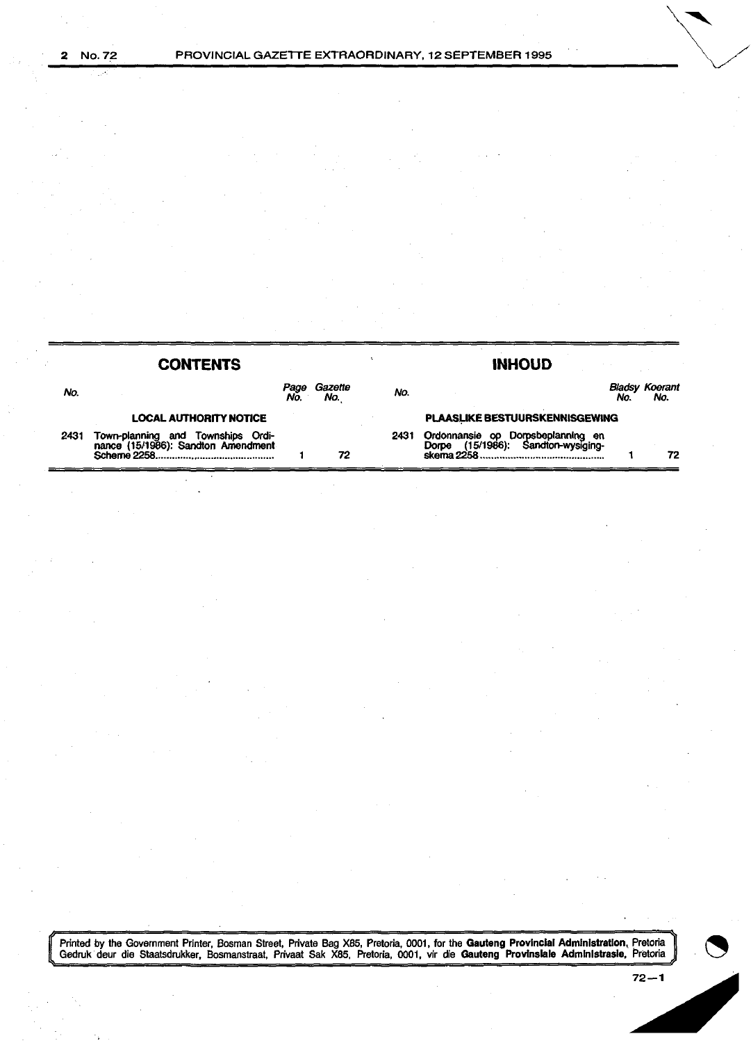## CONTENTS

| No. | | Page No. | Gazette No. |
|---|---|---|---|
| | **LOCAL AUTHORITY NOTICE** | | |
| 2431 | Town-planning and Townships Ordinance (15/1986): Sandton Amendment Scheme 2258 | 1 | 72 |

## INHOUD

| No. | | Bladsy No. | Koerant No. |
|---|---|---|---|
| | **PLAASLIKE BESTUURSKENNISGEWING** | | |
| 2431 | Ordonnansie op Dorpsbeplanning en Dorpe (15/1986): Sandton-wysigingskema 2258 | 1 | 72 |

Printed by the Government Printer, Bosman Street, Private Bag X85, Pretoria, 0001, for the **Gauteng Provincial Administration**, Pretoria
Gedruk deur die Staatsdrukker, Bosmanstraat, Privaat Sak X85, Pretoria, 0001, vir die **Gauteng Provinsiale Administrasie**, Pretoria

72—1